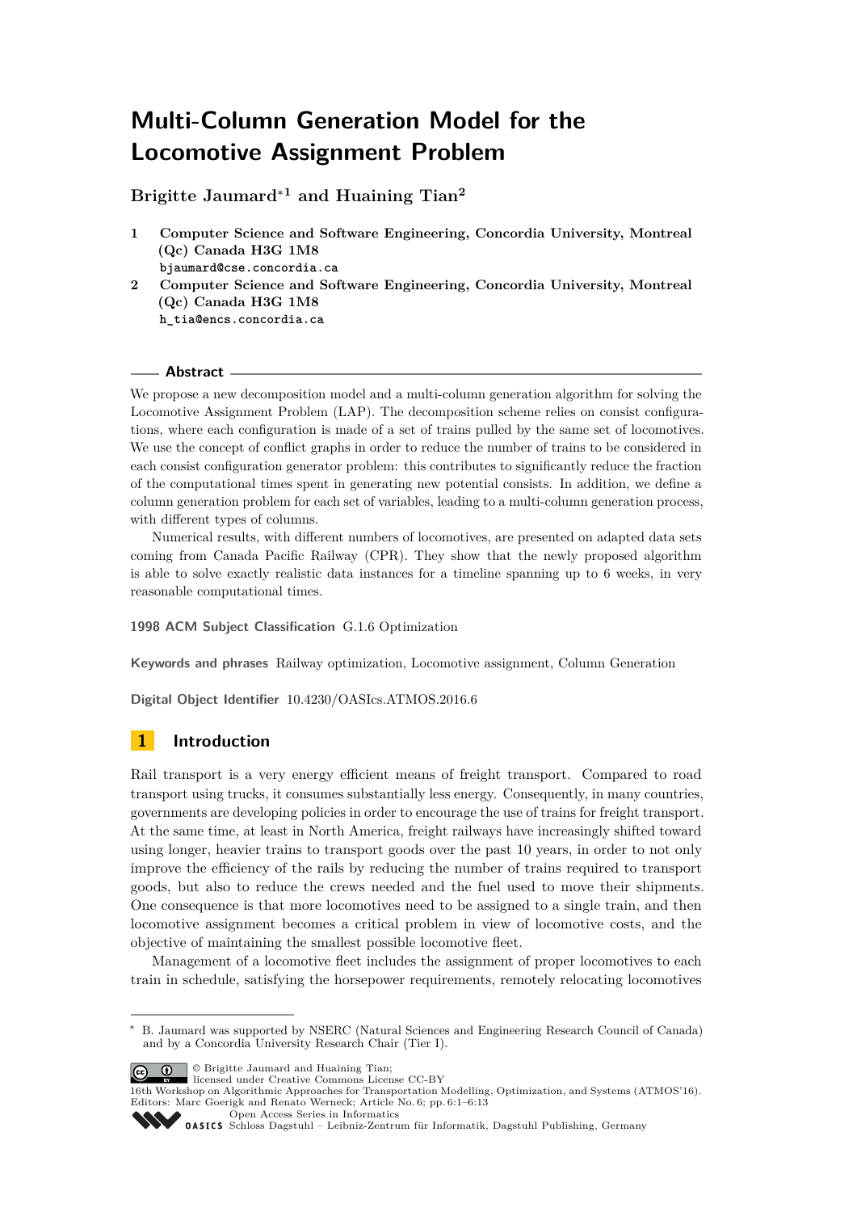# Multi-Column Generation Model for the Locomotive Assignment Problem

**Brigitte Jaumard*[1] and Huaining Tian[2]**

1. **Computer Science and Software Engineering, Concordia University, Montreal (Qc) Canada H3G 1M8**
   `bjaumard@cse.concordia.ca`
2. **Computer Science and Software Engineering, Concordia University, Montreal (Qc) Canada H3G 1M8**
   `h_tia@encs.concordia.ca`

## Abstract

We propose a new decomposition model and a multi-column generation algorithm for solving the Locomotive Assignment Problem (LAP). The decomposition scheme relies on consist configurations, where each configuration is made of a set of trains pulled by the same set of locomotives. We use the concept of conflict graphs in order to reduce the number of trains to be considered in each consist configuration generator problem: this contributes to significantly reduce the fraction of the computational times spent in generating new potential consists. In addition, we define a column generation problem for each set of variables, leading to a multi-column generation process, with different types of columns.

Numerical results, with different numbers of locomotives, are presented on adapted data sets coming from Canada Pacific Railway (CPR). They show that the newly proposed algorithm is able to solve exactly realistic data instances for a timeline spanning up to 6 weeks, in very reasonable computational times.

**1998 ACM Subject Classification** G.1.6 Optimization

**Keywords and phrases** Railway optimization, Locomotive assignment, Column Generation

**Digital Object Identifier** 10.4230/OASIcs.ATMOS.2016.6

## 1 Introduction

Rail transport is a very energy efficient means of freight transport. Compared to road transport using trucks, it consumes substantially less energy. Consequently, in many countries, governments are developing policies in order to encourage the use of trains for freight transport. At the same time, at least in North America, freight railways have increasingly shifted toward using longer, heavier trains to transport goods over the past 10 years, in order to not only improve the efficiency of the rails by reducing the number of trains required to transport goods, but also to reduce the crews needed and the fuel used to move their shipments. One consequence is that more locomotives need to be assigned to a single train, and then locomotive assignment becomes a critical problem in view of locomotive costs, and the objective of maintaining the smallest possible locomotive fleet.

Management of a locomotive fleet includes the assignment of proper locomotives to each train in schedule, satisfying the horsepower requirements, remotely relocating locomotives

---

* B. Jaumard was supported by NSERC (Natural Sciences and Engineering Research Council of Canada) and by a Concordia University Research Chair (Tier I).

© Brigitte Jaumard and Huaining Tian; licensed under Creative Commons License CC-BY
16th Workshop on Algorithmic Approaches for Transportation Modelling, Optimization, and Systems (ATMOS'16).
Editors: Marc Goerigk and Renato Werneck; Article No. 6; pp. 6:1–6:13
Open Access Series in Informatics
Schloss Dagstuhl – Leibniz-Zentrum für Informatik, Dagstuhl Publishing, Germany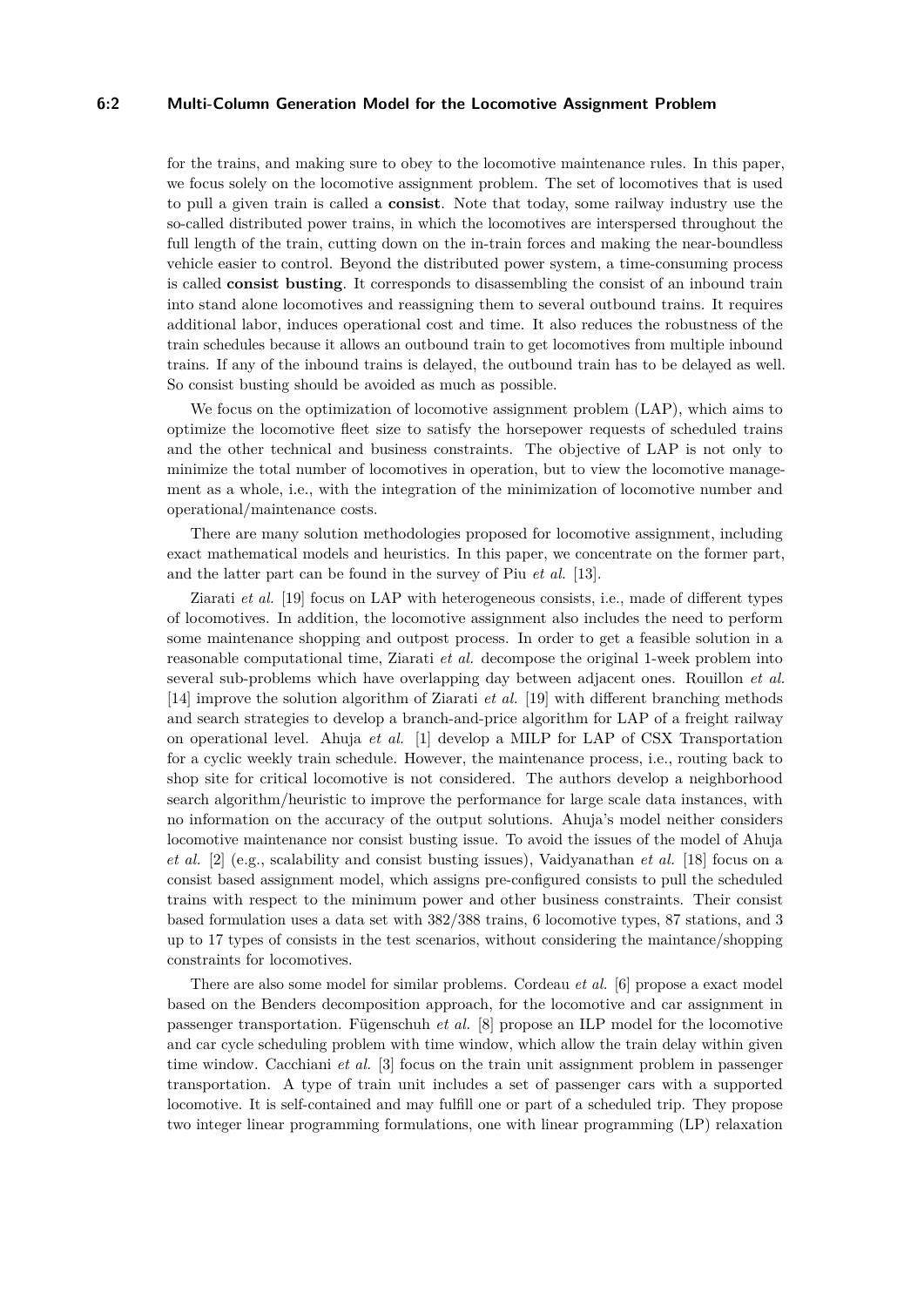for the trains, and making sure to obey to the locomotive maintenance rules. In this paper, we focus solely on the locomotive assignment problem. The set of locomotives that is used to pull a given train is called a **consist**. Note that today, some railway industry use the so-called distributed power trains, in which the locomotives are interspersed throughout the full length of the train, cutting down on the in-train forces and making the near-boundless vehicle easier to control. Beyond the distributed power system, a time-consuming process is called **consist busting**. It corresponds to disassembling the consist of an inbound train into stand alone locomotives and reassigning them to several outbound trains. It requires additional labor, induces operational cost and time. It also reduces the robustness of the train schedules because it allows an outbound train to get locomotives from multiple inbound trains. If any of the inbound trains is delayed, the outbound train has to be delayed as well. So consist busting should be avoided as much as possible.

We focus on the optimization of locomotive assignment problem (LAP), which aims to optimize the locomotive fleet size to satisfy the horsepower requests of scheduled trains and the other technical and business constraints. The objective of LAP is not only to minimize the total number of locomotives in operation, but to view the locomotive management as a whole, i.e., with the integration of the minimization of locomotive number and operational/maintenance costs.

There are many solution methodologies proposed for locomotive assignment, including exact mathematical models and heuristics. In this paper, we concentrate on the former part, and the latter part can be found in the survey of Piu *et al.* [13].

Ziarati *et al.* [19] focus on LAP with heterogeneous consists, i.e., made of different types of locomotives. In addition, the locomotive assignment also includes the need to perform some maintenance shopping and outpost process. In order to get a feasible solution in a reasonable computational time, Ziarati *et al.* decompose the original 1-week problem into several sub-problems which have overlapping day between adjacent ones. Rouillon *et al.* [14] improve the solution algorithm of Ziarati *et al.* [19] with different branching methods and search strategies to develop a branch-and-price algorithm for LAP of a freight railway on operational level. Ahuja *et al.* [1] develop a MILP for LAP of CSX Transportation for a cyclic weekly train schedule. However, the maintenance process, i.e., routing back to shop site for critical locomotive is not considered. The authors develop a neighborhood search algorithm/heuristic to improve the performance for large scale data instances, with no information on the accuracy of the output solutions. Ahuja's model neither considers locomotive maintenance nor consist busting issue. To avoid the issues of the model of Ahuja *et al.* [2] (e.g., scalability and consist busting issues), Vaidyanathan *et al.* [18] focus on a consist based assignment model, which assigns pre-configured consists to pull the scheduled trains with respect to the minimum power and other business constraints. Their consist based formulation uses a data set with 382/388 trains, 6 locomotive types, 87 stations, and 3 up to 17 types of consists in the test scenarios, without considering the maintance/shopping constraints for locomotives.

There are also some model for similar problems. Cordeau *et al.* [6] propose a exact model based on the Benders decomposition approach, for the locomotive and car assignment in passenger transportation. Fügenschuh *et al.* [8] propose an ILP model for the locomotive and car cycle scheduling problem with time window, which allow the train delay within given time window. Cacchiani *et al.* [3] focus on the train unit assignment problem in passenger transportation. A type of train unit includes a set of passenger cars with a supported locomotive. It is self-contained and may fulfill one or part of a scheduled trip. They propose two integer linear programming formulations, one with linear programming (LP) relaxation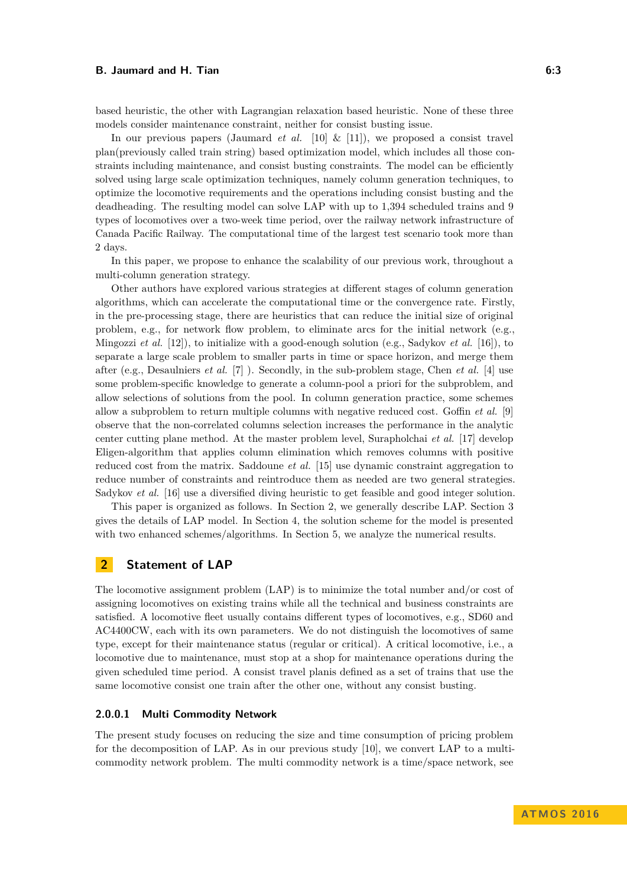based heuristic, the other with Lagrangian relaxation based heuristic. None of these three models consider maintenance constraint, neither for consist busting issue.

In our previous papers (Jaumard *et al.* [10] & [11]), we proposed a consist travel plan(previously called train string) based optimization model, which includes all those constraints including maintenance, and consist busting constraints. The model can be efficiently solved using large scale optimization techniques, namely column generation techniques, to optimize the locomotive requirements and the operations including consist busting and the deadheading. The resulting model can solve LAP with up to 1,394 scheduled trains and 9 types of locomotives over a two-week time period, over the railway network infrastructure of Canada Pacific Railway. The computational time of the largest test scenario took more than 2 days.

In this paper, we propose to enhance the scalability of our previous work, throughout a multi-column generation strategy.

Other authors have explored various strategies at different stages of column generation algorithms, which can accelerate the computational time or the convergence rate. Firstly, in the pre-processing stage, there are heuristics that can reduce the initial size of original problem, e.g., for network flow problem, to eliminate arcs for the initial network (e.g., Mingozzi *et al.* [12]), to initialize with a good-enough solution (e.g., Sadykov *et al.* [16]), to separate a large scale problem to smaller parts in time or space horizon, and merge them after (e.g., Desaulniers *et al.* [7] ). Secondly, in the sub-problem stage, Chen *et al.* [4] use some problem-specific knowledge to generate a column-pool a priori for the subproblem, and allow selections of solutions from the pool. In column generation practice, some schemes allow a subproblem to return multiple columns with negative reduced cost. Goffin *et al.* [9] observe that the non-correlated columns selection increases the performance in the analytic center cutting plane method. At the master problem level, Surapholchai *et al.* [17] develop Eligen-algorithm that applies column elimination which removes columns with positive reduced cost from the matrix. Saddoune *et al.* [15] use dynamic constraint aggregation to reduce number of constraints and reintroduce them as needed are two general strategies. Sadykov *et al.* [16] use a diversified diving heuristic to get feasible and good integer solution.

This paper is organized as follows. In Section 2, we generally describe LAP. Section 3 gives the details of LAP model. In Section 4, the solution scheme for the model is presented with two enhanced schemes/algorithms. In Section 5, we analyze the numerical results.

## 2 Statement of LAP

The locomotive assignment problem (LAP) is to minimize the total number and/or cost of assigning locomotives on existing trains while all the technical and business constraints are satisfied. A locomotive fleet usually contains different types of locomotives, e.g., SD60 and AC4400CW, each with its own parameters. We do not distinguish the locomotives of same type, except for their maintenance status (regular or critical). A critical locomotive, i.e., a locomotive due to maintenance, must stop at a shop for maintenance operations during the given scheduled time period. A consist travel planis defined as a set of trains that use the same locomotive consist one train after the other one, without any consist busting.

#### 2.0.0.1 Multi Commodity Network

The present study focuses on reducing the size and time consumption of pricing problem for the decomposition of LAP. As in our previous study [10], we convert LAP to a multi-commodity network problem. The multi commodity network is a time/space network, see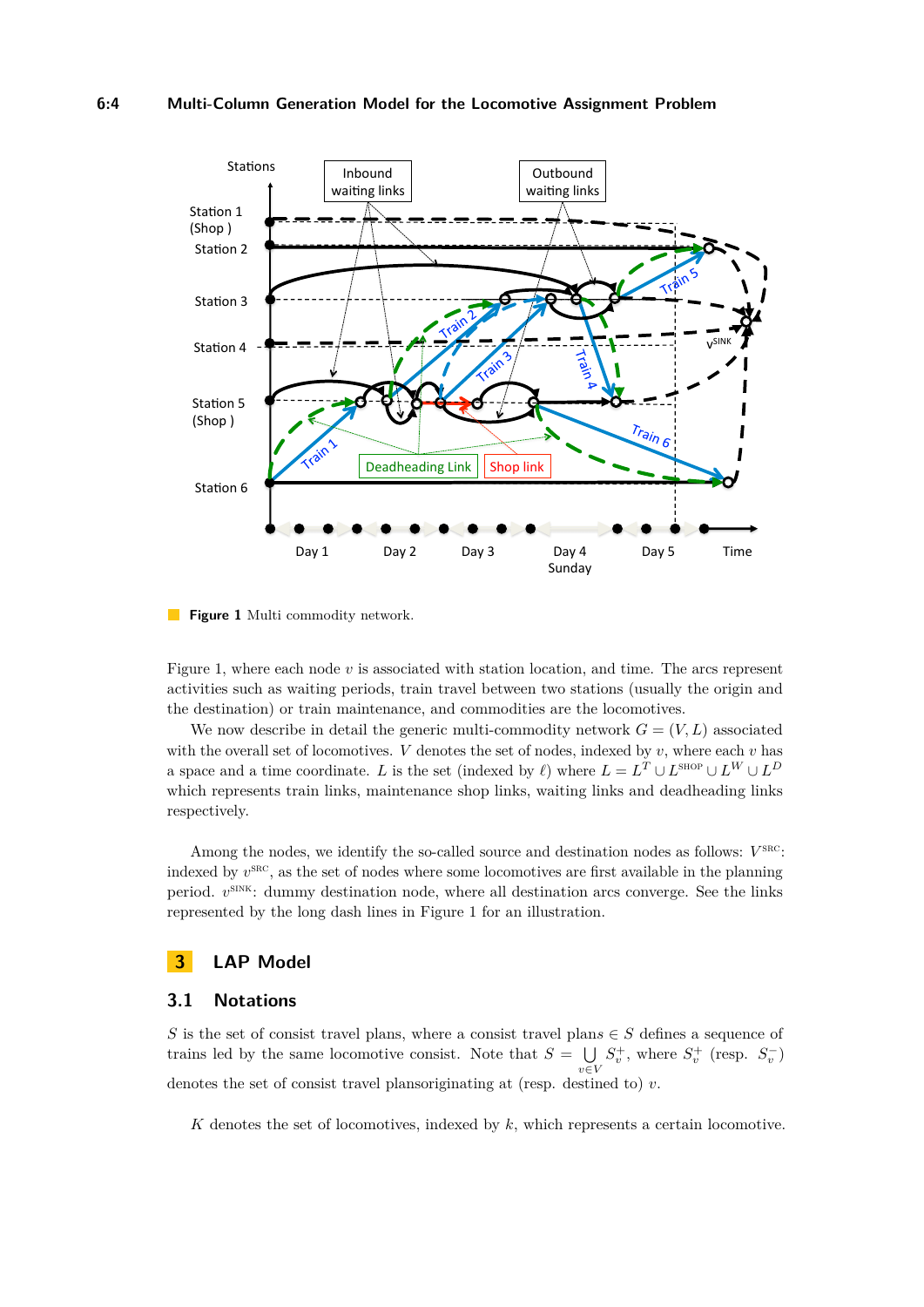**Figure 1** Multi commodity network.

Figure 1, where each node $v$ is associated with station location, and time. The arcs represent activities such as waiting periods, train travel between two stations (usually the origin and the destination) or train maintenance, and commodities are the locomotives.

We now describe in detail the generic multi-commodity network $G = (V, L)$ associated with the overall set of locomotives. $V$ denotes the set of nodes, indexed by $v$, where each $v$ has a space and a time coordinate. $L$ is the set (indexed by $\ell$) where $L = L^T \cup L^{\text{SHOP}} \cup L^W \cup L^D$ which represents train links, maintenance shop links, waiting links and deadheading links respectively.

Among the nodes, we identify the so-called source and destination nodes as follows: $V^{\text{SRC}}$: indexed by $v^{\text{SRC}}$, as the set of nodes where some locomotives are first available in the planning period. $v^{\text{SINK}}$: dummy destination node, where all destination arcs converge. See the links represented by the long dash lines in Figure 1 for an illustration.

## 3 LAP Model

### 3.1 Notations

$S$ is the set of consist travel plans, where a consist travel plan$s \in S$ defines a sequence of trains led by the same locomotive consist. Note that $S = \bigcup_{v \in V} S_v^+$, where $S_v^+$ (resp. $S_v^-$) denotes the set of consist travel plansoriginating at (resp. destined to) $v$.

$K$ denotes the set of locomotives, indexed by $k$, which represents a certain locomotive.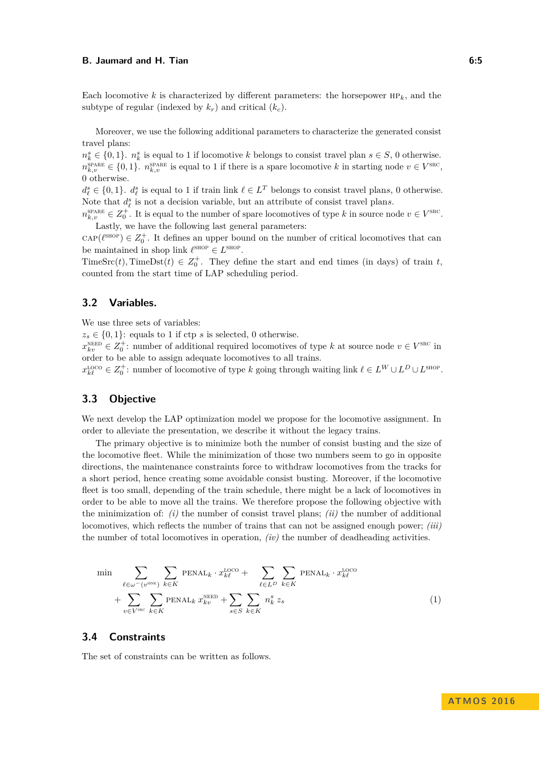Each locomotive $k$ is characterized by different parameters: the horsepower $\text{HP}_k$, and the subtype of regular (indexed by $k_r$) and critical ($k_c$).

Moreover, we use the following additional parameters to characterize the generated consist travel plans:

$n_k^s \in \{0,1\}$. $n_k^s$ is equal to 1 if locomotive $k$ belongs to consist travel plan $s \in S$, 0 otherwise.

$n_{k,v}^{\text{SPARE}} \in \{0,1\}$. $n_{k,v}^{\text{SPARE}}$ is equal to 1 if there is a spare locomotive $k$ in starting node $v \in V^{\text{SRC}}$, 0 otherwise.

$d_\ell^s \in \{0,1\}$. $d_\ell^s$ is equal to 1 if train link $\ell \in L^T$ belongs to consist travel plan $s$, 0 otherwise. Note that $d_\ell^s$ is not a decision variable, but an attribute of consist travel plan $s$.

$n_{k,v}^{\text{SPARE}} \in Z_0^+$. It is equal to the number of spare locomotives of type $k$ in source node $v \in V^{\text{SRC}}$.

Lastly, we have the following last general parameters:

$\text{CAP}(\ell^{\text{SHOP}}) \in Z_0^+$. It defines an upper bound on the number of critical locomotives that can be maintained in shop link $\ell^{\text{SHOP}} \in L^{\text{SHOP}}$.

$\text{TimeSrc}(t), \text{TimeDst}(t) \in Z_0^+$. They define the start and end times (in days) of train $t$, counted from the start time of LAP scheduling period.

## 3.2 Variables.

We use three sets of variables:

$z_s \in \{0,1\}$: equals to 1 if ctp $s$ is selected, 0 otherwise.

$x_{kv}^{\text{NEED}} \in Z_0^+$: number of additional required locomotives of type $k$ at source node $v \in V^{\text{SRC}}$ in order to be able to assign adequate locomotives to all trains.

$x_{k\ell}^{\text{LOCO}} \in Z_0^+$: number of locomotive of type $k$ going through waiting link $\ell \in L^W \cup L^D \cup L^{\text{SHOP}}$.

## 3.3 Objective

We next develop the LAP optimization model we propose for the locomotive assignment. In order to alleviate the presentation, we describe it without the legacy trains.

The primary objective is to minimize both the number of consist busting and the size of the locomotive fleet. While the minimization of those two numbers seem to go in opposite directions, the maintenance constraints force to withdraw locomotives from the tracks for a short period, hence creating some avoidable consist busting. Moreover, if the locomotive fleet is too small, depending of the train schedule, there might be a lack of locomotives in order to be able to move all the trains. We therefore propose the following objective with the minimization of: *(i)* the number of consist travel plans; *(ii)* the number of additional locomotives, which reflects the number of trains that can not be assigned enough power; *(iii)* the number of total locomotives in operation, *(iv)* the number of deadheading activities.

$$
\begin{aligned}
\min \quad & \sum_{\ell \in \omega^-(v^{\text{SINK}})} \sum_{k \in K} \text{PENAL}_k \cdot x_{k\ell}^{\text{LOCO}} + \sum_{\ell \in L^D} \sum_{k \in K} \text{PENAL}_k \cdot x_{k\ell}^{\text{LOCO}} \\
& + \sum_{v \in V^{\text{SRC}}} \sum_{k \in K} \text{PENAL}_k \, x_{kv}^{\text{NEED}} + \sum_{s \in S} \sum_{k \in K} n_k^s \, z_s
\end{aligned}
\tag{1}
$$

## 3.4 Constraints

The set of constraints can be written as follows.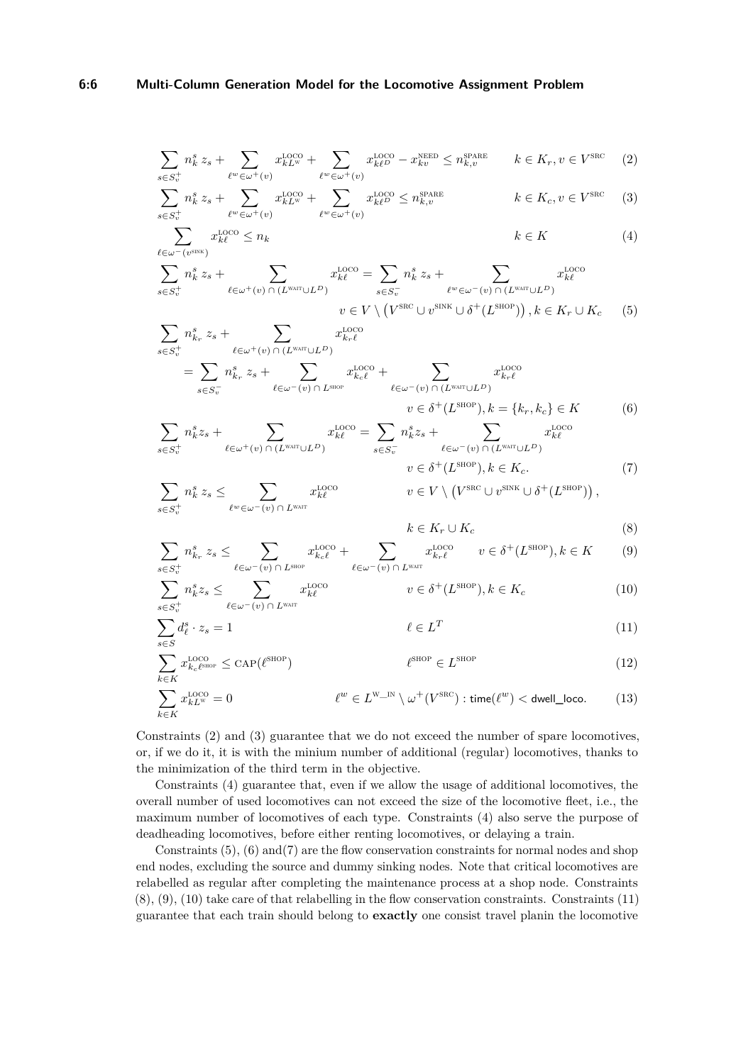$$\sum_{s \in S_v^+} n_k^s\, z_s + \sum_{\ell^w \in \omega^+(v)} x_{kL^{\text{W}}}^{\text{LOCO}} + \sum_{\ell^w \in \omega^+(v)} x_{k\ell^D}^{\text{LOCO}} - x_{kv}^{\text{NEED}} \le n_{k,v}^{\text{SPARE}} \qquad k \in K_r, v \in V^{\text{SRC}} \tag{2}$$

$$\sum_{s \in S_v^+} n_k^s\, z_s + \sum_{\ell^w \in \omega^+(v)} x_{kL^{\text{W}}}^{\text{LOCO}} + \sum_{\ell^w \in \omega^+(v)} x_{k\ell^D}^{\text{LOCO}} \le n_{k,v}^{\text{SPARE}} \qquad k \in K_c, v \in V^{\text{SRC}} \tag{3}$$

$$\sum_{\ell \in \omega^-(v^{\text{SINK}})} x_{k\ell}^{\text{LOCO}} \le n_k \qquad k \in K \tag{4}$$

$$\sum_{s \in S_v^+} n_k^s\, z_s + \sum_{\ell \in \omega^+(v) \,\cap\, (L^{\text{WAIT}} \cup L^D)} x_{k\ell}^{\text{LOCO}} = \sum_{s \in S_v^-} n_k^s\, z_s + \sum_{\ell^w \in \omega^-(v) \,\cap\, (L^{\text{WAIT}} \cup L^D)} x_{k\ell}^{\text{LOCO}}$$
$$v \in V \setminus \left(V^{\text{SRC}} \cup v^{\text{SINK}} \cup \delta^+(L^{\text{SHOP}})\right), k \in K_r \cup K_c \tag{5}$$

$$\sum_{s \in S_v^+} n_{k_r}^s\, z_s + \sum_{\ell \in \omega^+(v) \,\cap\, (L^{\text{WAIT}} \cup L^D)} x_{k_r\ell}^{\text{LOCO}}$$
$$= \sum_{s \in S_v^-} n_{k_r}^s\, z_s + \sum_{\ell \in \omega^-(v) \,\cap\, L^{\text{SHOP}}} x_{k_c\ell}^{\text{LOCO}} + \sum_{\ell \in \omega^-(v) \,\cap\, (L^{\text{WAIT}} \cup L^D)} x_{k_r\ell}^{\text{LOCO}}$$
$$v \in \delta^+(L^{\text{SHOP}}), k = \{k_r, k_c\} \in K \tag{6}$$

$$\sum_{s \in S_v^+} n_k^s z_s + \sum_{\ell \in \omega^+(v) \,\cap\, (L^{\text{WAIT}} \cup L^D)} x_{k\ell}^{\text{LOCO}} = \sum_{s \in S_v^-} n_k^s z_s + \sum_{\ell \in \omega^-(v) \,\cap\, (L^{\text{WAIT}} \cup L^D)} x_{k\ell}^{\text{LOCO}}$$
$$v \in \delta^+(L^{\text{SHOP}}), k \in K_c. \tag{7}$$

$$\sum_{s \in S_v^+} n_k^s\, z_s \le \sum_{\ell^w \in \omega^-(v) \,\cap\, L^{\text{WAIT}}} x_{k\ell}^{\text{LOCO}} \qquad v \in V \setminus \left(V^{\text{SRC}} \cup v^{\text{SINK}} \cup \delta^+(L^{\text{SHOP}})\right),$$
$$k \in K_r \cup K_c \tag{8}$$

$$\sum_{s \in S_v^+} n_{k_r}^s\, z_s \le \sum_{\ell \in \omega^-(v) \,\cap\, L^{\text{SHOP}}} x_{k_c\ell}^{\text{LOCO}} + \sum_{\ell \in \omega^-(v) \,\cap\, L^{\text{WAIT}}} x_{k_r\ell}^{\text{LOCO}} \qquad v \in \delta^+(L^{\text{SHOP}}), k \in K \tag{9}$$

$$\sum_{s \in S_v^+} n_k^s z_s \le \sum_{\ell \in \omega^-(v) \,\cap\, L^{\text{WAIT}}} x_{k\ell}^{\text{LOCO}} \qquad v \in \delta^+(L^{\text{SHOP}}), k \in K_c \tag{10}$$

$$\sum_{s \in S} d_\ell^s \cdot z_s = 1 \qquad \ell \in L^T \tag{11}$$

$$\sum_{k \in K} x_{k_c \ell^{\text{SHOP}}}^{\text{LOCO}} \le \text{CAP}(\ell^{\text{SHOP}}) \qquad \ell^{\text{SHOP}} \in L^{\text{SHOP}} \tag{12}$$

$$\sum_{k \in K} x_{kL^{\text{W}}}^{\text{LOCO}} = 0 \qquad \ell^w \in L^{\text{W\_IN}} \setminus \omega^+(V^{\text{SRC}}) : \mathsf{time}(\ell^w) < \mathsf{dwell\_loco}. \tag{13}$$

Constraints (2) and (3) guarantee that we do not exceed the number of spare locomotives, or, if we do it, it is with the minium number of additional (regular) locomotives, thanks to the minimization of the third term in the objective.

Constraints (4) guarantee that, even if we allow the usage of additional locomotives, the overall number of used locomotives can not exceed the size of the locomotive fleet, i.e., the maximum number of locomotives of each type. Constraints (4) also serve the purpose of deadheading locomotives, before either renting locomotives, or delaying a train.

Constraints (5), (6) and(7) are the flow conservation constraints for normal nodes and shop end nodes, excluding the source and dummy sinking nodes. Note that critical locomotives are relabelled as regular after completing the maintenance process at a shop node. Constraints (8), (9), (10) take care of that relabelling in the flow conservation constraints. Constraints (11) guarantee that each train should belong to **exactly** one consist travel planin the locomotive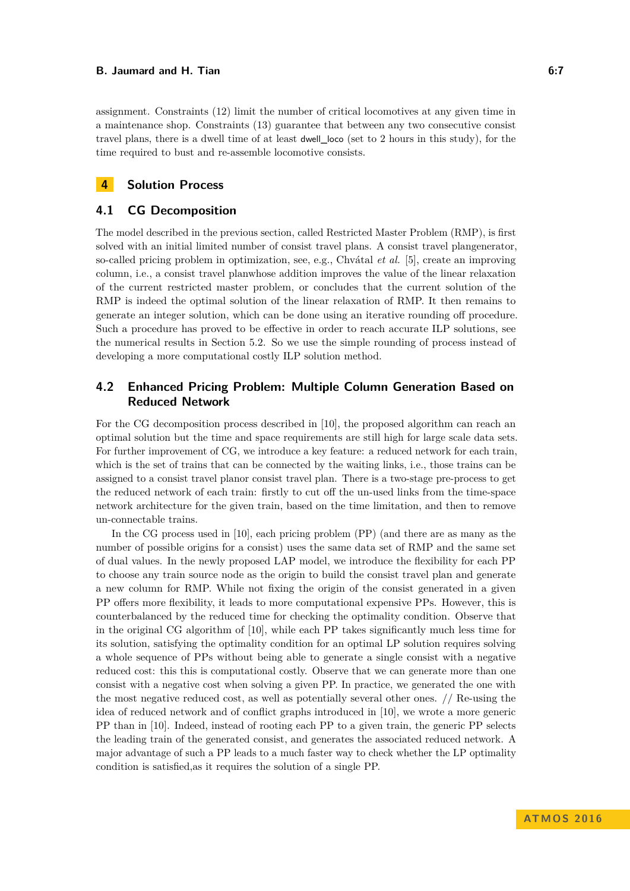assignment. Constraints (12) limit the number of critical locomotives at any given time in a maintenance shop. Constraints (13) guarantee that between any two consecutive consist travel plans, there is a dwell time of at least dwell_loco (set to 2 hours in this study), for the time required to bust and re-assemble locomotive consists.

## 4 Solution Process

### 4.1 CG Decomposition

The model described in the previous section, called Restricted Master Problem (RMP), is first solved with an initial limited number of consist travel plans. A consist travel plangenerator, so-called pricing problem in optimization, see, e.g., Chvátal *et al.* [5], create an improving column, i.e., a consist travel planwhose addition improves the value of the linear relaxation of the current restricted master problem, or concludes that the current solution of the RMP is indeed the optimal solution of the linear relaxation of RMP. It then remains to generate an integer solution, which can be done using an iterative rounding off procedure. Such a procedure has proved to be effective in order to reach accurate ILP solutions, see the numerical results in Section 5.2. So we use the simple rounding of process instead of developing a more computational costly ILP solution method.

### 4.2 Enhanced Pricing Problem: Multiple Column Generation Based on Reduced Network

For the CG decomposition process described in [10], the proposed algorithm can reach an optimal solution but the time and space requirements are still high for large scale data sets. For further improvement of CG, we introduce a key feature: a reduced network for each train, which is the set of trains that can be connected by the waiting links, i.e., those trains can be assigned to a consist travel planor consist travel plan. There is a two-stage pre-process to get the reduced network of each train: firstly to cut off the un-used links from the time-space network architecture for the given train, based on the time limitation, and then to remove un-connectable trains.

In the CG process used in [10], each pricing problem (PP) (and there are as many as the number of possible origins for a consist) uses the same data set of RMP and the same set of dual values. In the newly proposed LAP model, we introduce the flexibility for each PP to choose any train source node as the origin to build the consist travel plan and generate a new column for RMP. While not fixing the origin of the consist generated in a given PP offers more flexibility, it leads to more computational expensive PPs. However, this is counterbalanced by the reduced time for checking the optimality condition. Observe that in the original CG algorithm of [10], while each PP takes significantly much less time for its solution, satisfying the optimality condition for an optimal LP solution requires solving a whole sequence of PPs without being able to generate a single consist with a negative reduced cost: this this is computational costly. Observe that we can generate more than one consist with a negative cost when solving a given PP. In practice, we generated the one with the most negative reduced cost, as well as potentially several other ones. // Re-using the idea of reduced network and of conflict graphs introduced in [10], we wrote a more generic PP than in [10]. Indeed, instead of rooting each PP to a given train, the generic PP selects the leading train of the generated consist, and generates the associated reduced network. A major advantage of such a PP leads to a much faster way to check whether the LP optimality condition is satisfied,as it requires the solution of a single PP.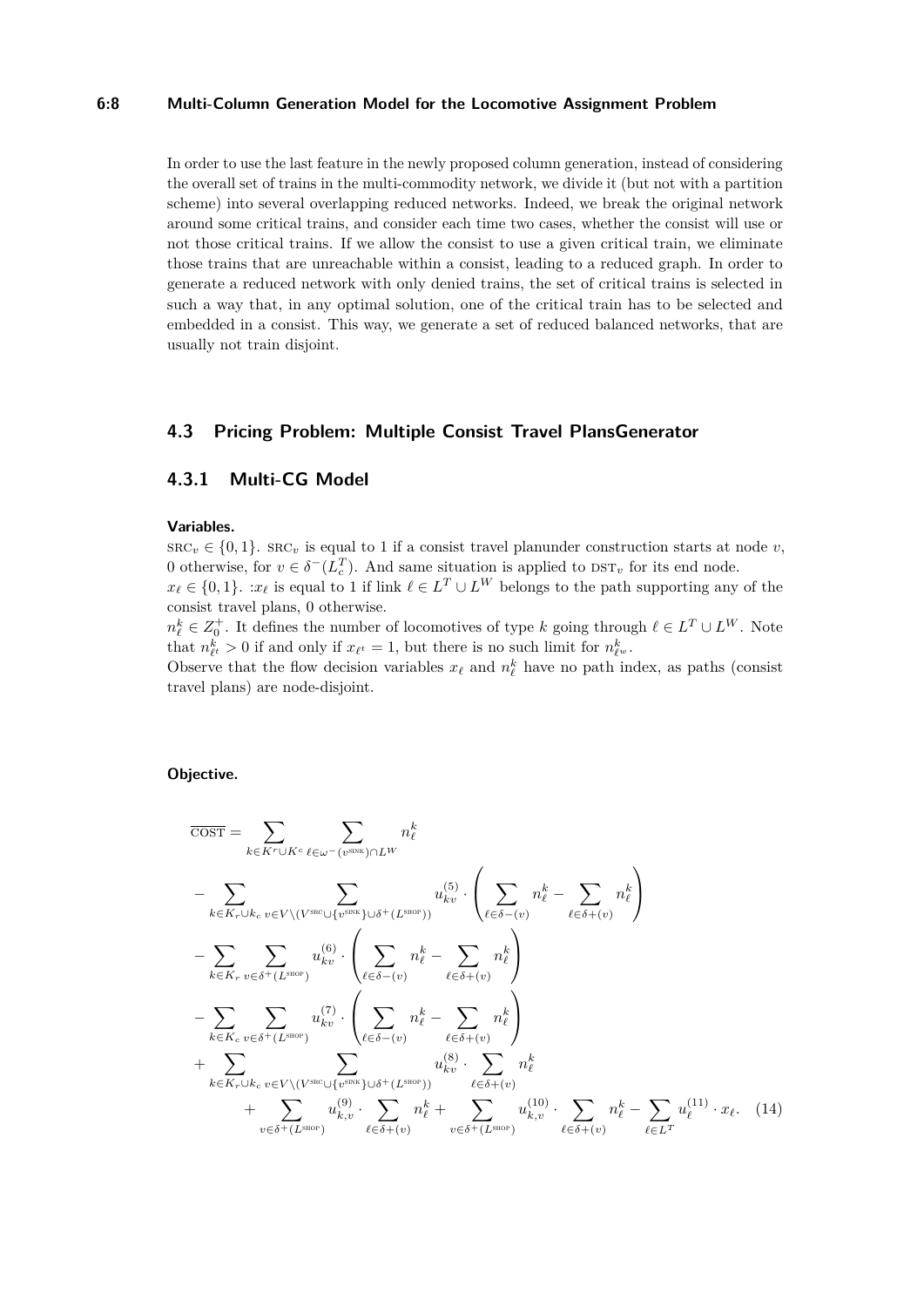In order to use the last feature in the newly proposed column generation, instead of considering the overall set of trains in the multi-commodity network, we divide it (but not with a partition scheme) into several overlapping reduced networks. Indeed, we break the original network around some critical trains, and consider each time two cases, whether the consist will use or not those critical trains. If we allow the consist to use a given critical train, we eliminate those trains that are unreachable within a consist, leading to a reduced graph. In order to generate a reduced network with only denied trains, the set of critical trains is selected in such a way that, in any optimal solution, one of the critical train has to be selected and embedded in a consist. This way, we generate a set of reduced balanced networks, that are usually not train disjoint.

### 4.3 Pricing Problem: Multiple Consist Travel PlansGenerator

#### 4.3.1 Multi-CG Model

**Variables.**

$\text{SRC}_v \in \{0,1\}$. $\text{SRC}_v$ is equal to 1 if a consist travel planunder construction starts at node $v$, 0 otherwise, for $v \in \delta^-(L_c^T)$. And same situation is applied to $\text{DST}_v$ for its end node.
$x_\ell \in \{0,1\}$. :$x_\ell$ is equal to 1 if link $\ell \in L^T \cup L^W$ belongs to the path supporting any of the consist travel plans, 0 otherwise.
$n_\ell^k \in Z_0^+$. It defines the number of locomotives of type $k$ going through $\ell \in L^T \cup L^W$. Note that $n_{\ell^t}^k > 0$ if and only if $x_{\ell^t} = 1$, but there is no such limit for $n_{\ell^w}^k$.
Observe that the flow decision variables $x_\ell$ and $n_\ell^k$ have no path index, as paths (consist travel plans) are node-disjoint.

**Objective.**

$$
\begin{aligned}
\overline{\text{COST}} = & \sum_{k \in K^r \cup K^c} \sum_{\ell \in \omega^-(v^{\text{SINK}}) \cap L^W} n_\ell^k \\
& - \sum_{k \in K_r \cup k_c} \sum_{v \in V \setminus (V^{\text{SRC}} \cup \{v^{\text{SINK}}\} \cup \delta^+(L^{\text{SHOP}}))} u_{kv}^{(5)} \cdot \left( \sum_{\ell \in \delta-(v)} n_\ell^k - \sum_{\ell \in \delta+(v)} n_\ell^k \right) \\
& - \sum_{k \in K_r} \sum_{v \in \delta^+(L^{\text{SHOP}})} u_{kv}^{(6)} \cdot \left( \sum_{\ell \in \delta-(v)} n_\ell^k - \sum_{\ell \in \delta+(v)} n_\ell^k \right) \\
& - \sum_{k \in K_c} \sum_{v \in \delta^+(L^{\text{SHOP}})} u_{kv}^{(7)} \cdot \left( \sum_{\ell \in \delta-(v)} n_\ell^k - \sum_{\ell \in \delta+(v)} n_\ell^k \right) \\
& + \sum_{k \in K_r \cup k_c} \sum_{v \in V \setminus (V^{\text{SRC}} \cup \{v^{\text{SINK}}\} \cup \delta^+(L^{\text{SHOP}}))} u_{kv}^{(8)} \cdot \sum_{\ell \in \delta+(v)} n_\ell^k \\
& \quad + \sum_{v \in \delta^+(L^{\text{SHOP}})} u_{k,v}^{(9)} \cdot \sum_{\ell \in \delta+(v)} n_\ell^k + \sum_{v \in \delta^+(L^{\text{SHOP}})} u_{k,v}^{(10)} \cdot \sum_{\ell \in \delta+(v)} n_\ell^k - \sum_{\ell \in L^T} u_\ell^{(11)} \cdot x_\ell. \quad (14)
\end{aligned}
$$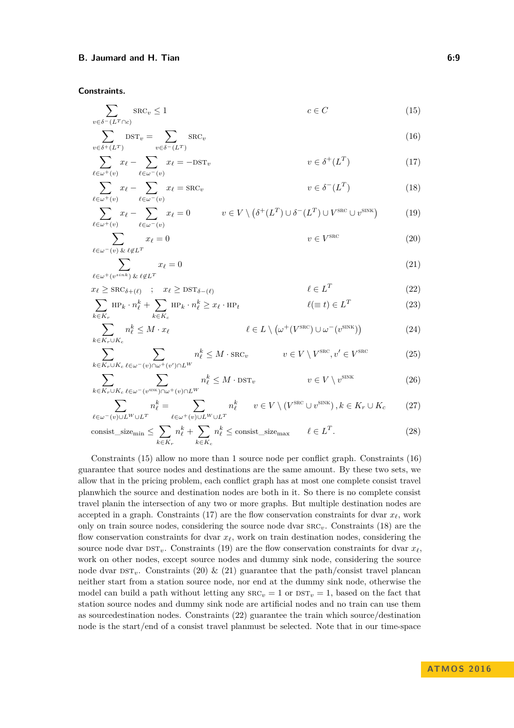**Constraints.**

$$\sum_{v \in \delta^-(L^T \cap c)} \text{SRC}_v \leq 1 \qquad c \in C \tag{15}$$

$$\sum_{v \in \delta^+(L^T)} \text{DST}_v = \sum_{v \in \delta^-(L^T)} \text{SRC}_v \tag{16}$$

$$\sum_{\ell \in \omega^+(v)} x_\ell - \sum_{\ell \in \omega^-(v)} x_\ell = -\text{DST}_v \qquad v \in \delta^+(L^T) \tag{17}$$

$$\sum_{\ell \in \omega^+(v)} x_\ell - \sum_{\ell \in \omega^-(v)} x_\ell = \text{SRC}_v \qquad v \in \delta^-(L^T) \tag{18}$$

$$\sum_{\ell \in \omega^+(v)} x_\ell - \sum_{\ell \in \omega^-(v)} x_\ell = 0 \qquad v \in V \setminus \left(\delta^+(L^T) \cup \delta^-(L^T) \cup V^{\text{SRC}} \cup v^{\text{SINK}}\right) \tag{19}$$

$$\sum_{\ell \in \omega^-(v) \;\&\; \ell \notin L^T} x_\ell = 0 \qquad v \in V^{\text{SRC}} \tag{20}$$

$$\sum_{\ell \in \omega^+(v^{sink}) \;\&\; \ell \notin L^T} x_\ell = 0 \tag{21}$$

$$x_\ell \geq \text{SRC}_{\delta^+(\ell)} \quad ; \quad x_\ell \geq \text{DST}_{\delta^-(\ell)} \qquad \ell \in L^T \tag{22}$$

$$\sum_{k \in K_r} \text{HP}_k \cdot n_\ell^k + \sum_{k \in K_c} \text{HP}_k \cdot n_\ell^k \geq x_\ell \cdot \text{HP}_t \qquad \ell (\equiv t) \in L^T \tag{23}$$

$$\sum_{k \in K_r \cup K_c} n_\ell^k \leq M \cdot x_\ell \qquad \ell \in L \setminus \left(\omega^+(V^{\text{SRC}}) \cup \omega^-(v^{\text{SINK}})\right) \tag{24}$$

$$\sum_{k \in K_r \cup K_c} \sum_{\ell \in \omega^-(v) \cap \omega^+(v') \cap L^W} n_\ell^k \leq M \cdot \text{SRC}_v \qquad v \in V \setminus V^{\text{SRC}}, v' \in V^{\text{SRC}} \tag{25}$$

$$\sum_{k \in K_r \cup K_c} \sum_{\ell \in \omega^-(v^{\text{SINK}}) \cap \omega^+(v) \cap L^W} n_\ell^k \leq M \cdot \text{DST}_v \qquad v \in V \setminus v^{\text{SINK}} \tag{26}$$

$$\sum_{\ell \in \omega^-(v) \cup L^W \cup L^T} n_\ell^k = \sum_{\ell \in \omega^+(v) \cup L^W \cup L^T} n_\ell^k \qquad v \in V \setminus \left(V^{\text{SRC}} \cup v^{\text{SINK}}\right), k \in K_r \cup K_c \tag{27}$$

$$\text{consist\_size}_{\min} \leq \sum_{k \in K_r} n_\ell^k + \sum_{k \in K_c} n_\ell^k \leq \text{consist\_size}_{\max} \qquad \ell \in L^T. \tag{28}$$

Constraints (15) allow no more than 1 source node per conflict graph. Constraints (16) guarantee that source nodes and destinations are the same amount. By these two sets, we allow that in the pricing problem, each conflict graph has at most one complete consist travel planwhich the source and destination nodes are both in it. So there is no complete consist travel planin the intersection of any two or more graphs. But multiple destination nodes are accepted in a graph. Constraints (17) are the flow conservation constraints for dvar $x_\ell$, work only on train source nodes, considering the source node dvar $\text{SRC}_v$. Constraints (18) are the flow conservation constraints for dvar $x_\ell$, work on train destination nodes, considering the source node dvar $\text{DST}_v$. Constraints (19) are the flow conservation constraints for dvar $x_\ell$, work on other nodes, except source nodes and dummy sink node, considering the source node dvar $\text{DST}_v$. Constraints (20) & (21) guarantee that the path/consist travel plancan neither start from a station source node, nor end at the dummy sink node, otherwise the model can build a path without letting any $\text{SRC}_v = 1$ or $\text{DST}_v = 1$, based on the fact that station source nodes and dummy sink node are artificial nodes and no train can use them as sourcedestination nodes. Constraints (22) guarantee the train which source/destination node is the start/end of a consist travel planmust be selected. Note that in our time-space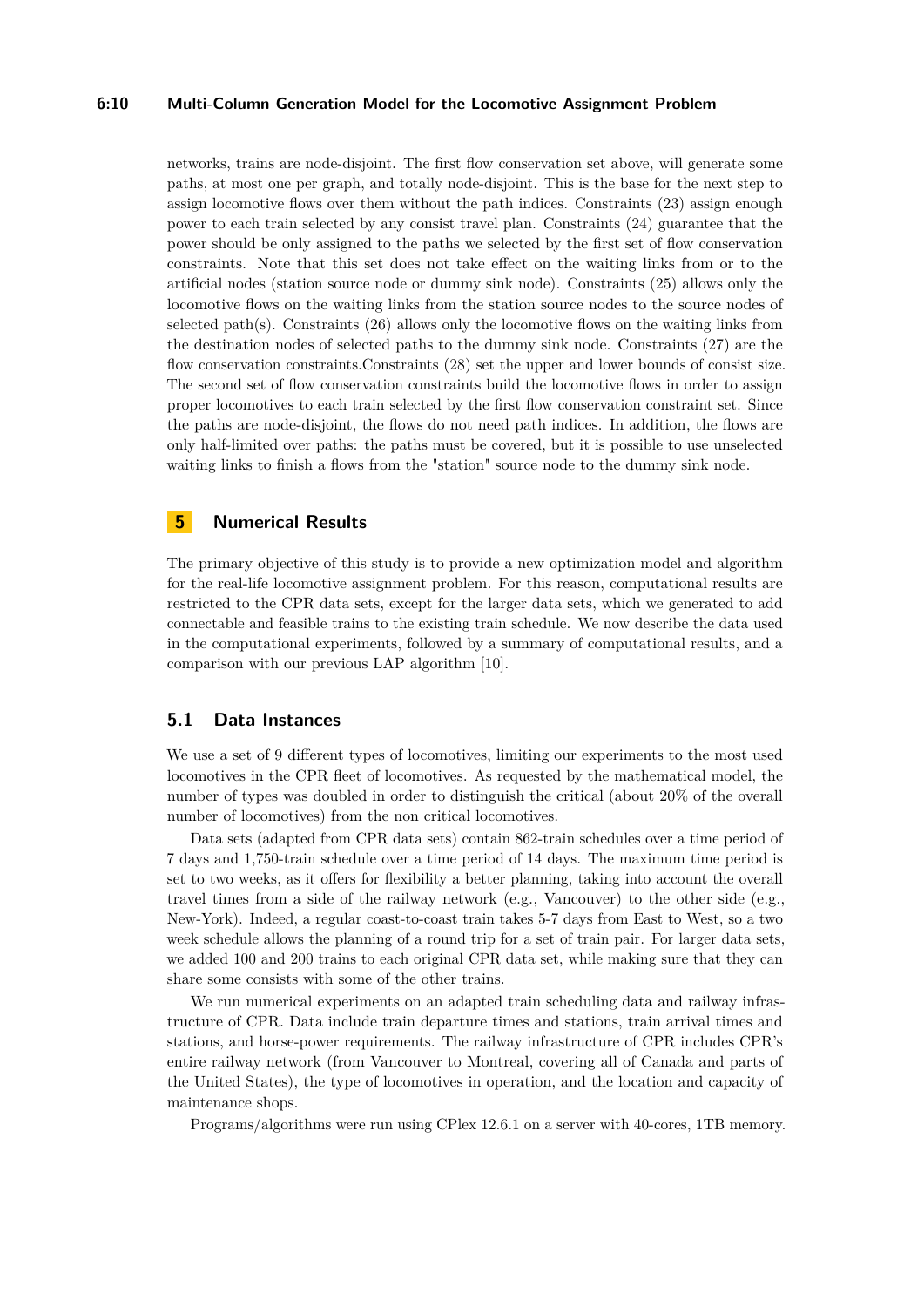networks, trains are node-disjoint. The first flow conservation set above, will generate some paths, at most one per graph, and totally node-disjoint. This is the base for the next step to assign locomotive flows over them without the path indices. Constraints (23) assign enough power to each train selected by any consist travel plan. Constraints (24) guarantee that the power should be only assigned to the paths we selected by the first set of flow conservation constraints. Note that this set does not take effect on the waiting links from or to the artificial nodes (station source node or dummy sink node). Constraints (25) allows only the locomotive flows on the waiting links from the station source nodes to the source nodes of selected path(s). Constraints (26) allows only the locomotive flows on the waiting links from the destination nodes of selected paths to the dummy sink node. Constraints (27) are the flow conservation constraints.Constraints (28) set the upper and lower bounds of consist size. The second set of flow conservation constraints build the locomotive flows in order to assign proper locomotives to each train selected by the first flow conservation constraint set. Since the paths are node-disjoint, the flows do not need path indices. In addition, the flows are only half-limited over paths: the paths must be covered, but it is possible to use unselected waiting links to finish a flows from the "station" source node to the dummy sink node.

## 5 Numerical Results

The primary objective of this study is to provide a new optimization model and algorithm for the real-life locomotive assignment problem. For this reason, computational results are restricted to the CPR data sets, except for the larger data sets, which we generated to add connectable and feasible trains to the existing train schedule. We now describe the data used in the computational experiments, followed by a summary of computational results, and a comparison with our previous LAP algorithm [10].

### 5.1 Data Instances

We use a set of 9 different types of locomotives, limiting our experiments to the most used locomotives in the CPR fleet of locomotives. As requested by the mathematical model, the number of types was doubled in order to distinguish the critical (about 20% of the overall number of locomotives) from the non critical locomotives.

Data sets (adapted from CPR data sets) contain 862-train schedules over a time period of 7 days and 1,750-train schedule over a time period of 14 days. The maximum time period is set to two weeks, as it offers for flexibility a better planning, taking into account the overall travel times from a side of the railway network (e.g., Vancouver) to the other side (e.g., New-York). Indeed, a regular coast-to-coast train takes 5-7 days from East to West, so a two week schedule allows the planning of a round trip for a set of train pair. For larger data sets, we added 100 and 200 trains to each original CPR data set, while making sure that they can share some consists with some of the other trains.

We run numerical experiments on an adapted train scheduling data and railway infrastructure of CPR. Data include train departure times and stations, train arrival times and stations, and horse-power requirements. The railway infrastructure of CPR includes CPR's entire railway network (from Vancouver to Montreal, covering all of Canada and parts of the United States), the type of locomotives in operation, and the location and capacity of maintenance shops.

Programs/algorithms were run using CPlex 12.6.1 on a server with 40-cores, 1TB memory.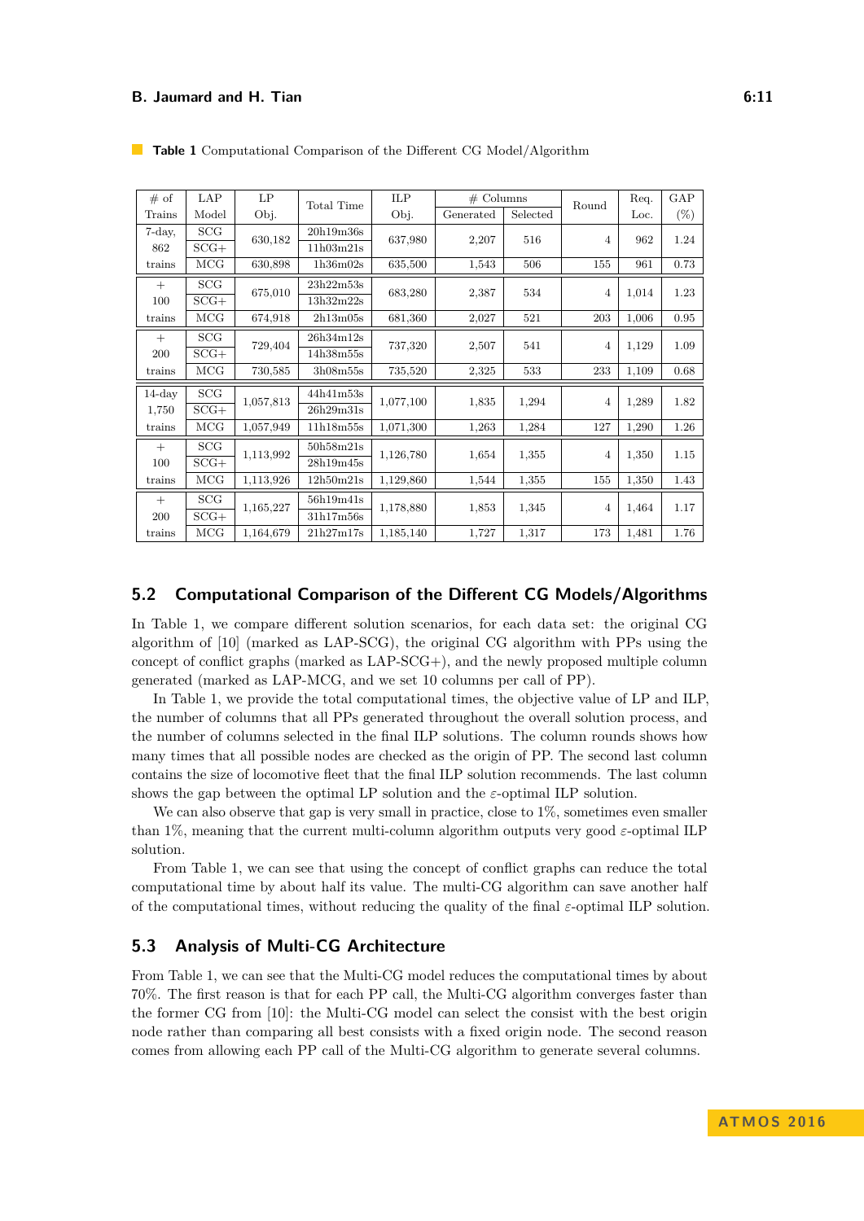**Table 1** Computational Comparison of the Different CG Model/Algorithm

| # of Trains | LAP Model | LP Obj. | Total Time | ILP Obj. | # Columns Generated | # Columns Selected | Round | Req. Loc. | GAP (%) |
|---|---|---|---|---|---|---|---|---|---|
| 7-day, 862 trains | SCG | 630,182 | 20h19m36s | 637,980 | 2,207 | 516 | 4 | 962 | 1.24 |
| | SCG+ | | 11h03m21s | | | | | | |
| | MCG | 630,898 | 1h36m02s | 635,500 | 1,543 | 506 | 155 | 961 | 0.73 |
| + 100 trains | SCG | 675,010 | 23h22m53s | 683,280 | 2,387 | 534 | 4 | 1,014 | 1.23 |
| | SCG+ | | 13h32m22s | | | | | | |
| | MCG | 674,918 | 2h13m05s | 681,360 | 2,027 | 521 | 203 | 1,006 | 0.95 |
| + 200 trains | SCG | 729,404 | 26h34m12s | 737,320 | 2,507 | 541 | 4 | 1,129 | 1.09 |
| | SCG+ | | 14h38m55s | | | | | | |
| | MCG | 730,585 | 3h08m55s | 735,520 | 2,325 | 533 | 233 | 1,109 | 0.68 |
| 14-day 1,750 trains | SCG | 1,057,813 | 44h41m53s | 1,077,100 | 1,835 | 1,294 | 4 | 1,289 | 1.82 |
| | SCG+ | | 26h29m31s | | | | | | |
| | MCG | 1,057,949 | 11h18m55s | 1,071,300 | 1,263 | 1,284 | 127 | 1,290 | 1.26 |
| + 100 trains | SCG | 1,113,992 | 50h58m21s | 1,126,780 | 1,654 | 1,355 | 4 | 1,350 | 1.15 |
| | SCG+ | | 28h19m45s | | | | | | |
| | MCG | 1,113,926 | 12h50m21s | 1,129,860 | 1,544 | 1,355 | 155 | 1,350 | 1.43 |
| + 200 trains | SCG | 1,165,227 | 56h19m41s | 1,178,880 | 1,853 | 1,345 | 4 | 1,464 | 1.17 |
| | SCG+ | | 31h17m56s | | | | | | |
| | MCG | 1,164,679 | 21h27m17s | 1,185,140 | 1,727 | 1,317 | 173 | 1,481 | 1.76 |

## 5.2 Computational Comparison of the Different CG Models/Algorithms

In Table 1, we compare different solution scenarios, for each data set: the original CG algorithm of [10] (marked as LAP-SCG), the original CG algorithm with PPs using the concept of conflict graphs (marked as LAP-SCG+), and the newly proposed multiple column generated (marked as LAP-MCG, and we set 10 columns per call of PP).

In Table 1, we provide the total computational times, the objective value of LP and ILP, the number of columns that all PPs generated throughout the overall solution process, and the number of columns selected in the final ILP solutions. The column rounds shows how many times that all possible nodes are checked as the origin of PP. The second last column contains the size of locomotive fleet that the final ILP solution recommends. The last column shows the gap between the optimal LP solution and the $\varepsilon$-optimal ILP solution.

We can also observe that gap is very small in practice, close to 1%, sometimes even smaller than 1%, meaning that the current multi-column algorithm outputs very good $\varepsilon$-optimal ILP solution.

From Table 1, we can see that using the concept of conflict graphs can reduce the total computational time by about half its value. The multi-CG algorithm can save another half of the computational times, without reducing the quality of the final $\varepsilon$-optimal ILP solution.

## 5.3 Analysis of Multi-CG Architecture

From Table 1, we can see that the Multi-CG model reduces the computational times by about 70%. The first reason is that for each PP call, the Multi-CG algorithm converges faster than the former CG from [10]: the Multi-CG model can select the consist with the best origin node rather than comparing all best consists with a fixed origin node. The second reason comes from allowing each PP call of the Multi-CG algorithm to generate several columns.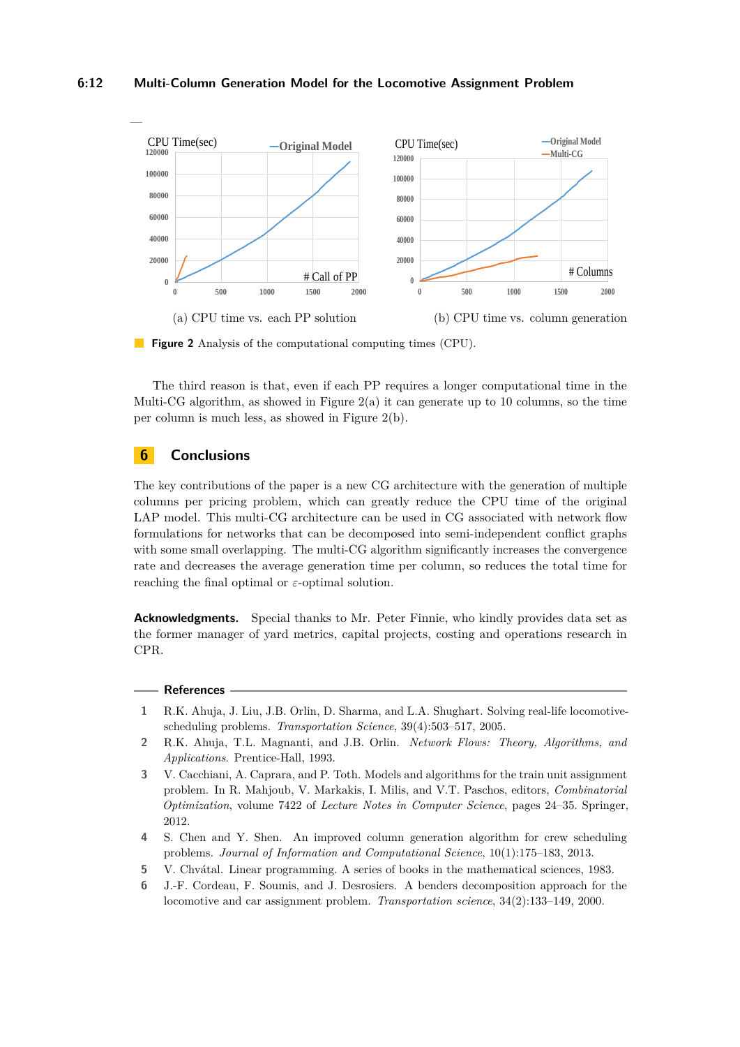(a) CPU time vs. each PP solution

(b) CPU time vs. column generation

**Figure 2** Analysis of the computational computing times (CPU).

The third reason is that, even if each PP requires a longer computational time in the Multi-CG algorithm, as showed in Figure 2(a) it can generate up to 10 columns, so the time per column is much less, as showed in Figure 2(b).

## 6 Conclusions

The key contributions of the paper is a new CG architecture with the generation of multiple columns per pricing problem, which can greatly reduce the CPU time of the original LAP model. This multi-CG architecture can be used in CG associated with network flow formulations for networks that can be decomposed into semi-independent conflict graphs with some small overlapping. The multi-CG algorithm significantly increases the convergence rate and decreases the average generation time per column, so reduces the total time for reaching the final optimal or $\varepsilon$-optimal solution.

**Acknowledgments.** Special thanks to Mr. Peter Finnie, who kindly provides data set as the former manager of yard metrics, capital projects, costing and operations research in CPR.

## References

1. R.K. Ahuja, J. Liu, J.B. Orlin, D. Sharma, and L.A. Shughart. Solving real-life locomotive-scheduling problems. *Transportation Science*, 39(4):503–517, 2005.
2. R.K. Ahuja, T.L. Magnanti, and J.B. Orlin. *Network Flows: Theory, Algorithms, and Applications*. Prentice-Hall, 1993.
3. V. Cacchiani, A. Caprara, and P. Toth. Models and algorithms for the train unit assignment problem. In R. Mahjoub, V. Markakis, I. Milis, and V.T. Paschos, editors, *Combinatorial Optimization*, volume 7422 of *Lecture Notes in Computer Science*, pages 24–35. Springer, 2012.
4. S. Chen and Y. Shen. An improved column generation algorithm for crew scheduling problems. *Journal of Information and Computational Science*, 10(1):175–183, 2013.
5. V. Chvátal. Linear programming. A series of books in the mathematical sciences, 1983.
6. J.-F. Cordeau, F. Soumis, and J. Desrosiers. A benders decomposition approach for the locomotive and car assignment problem. *Transportation science*, 34(2):133–149, 2000.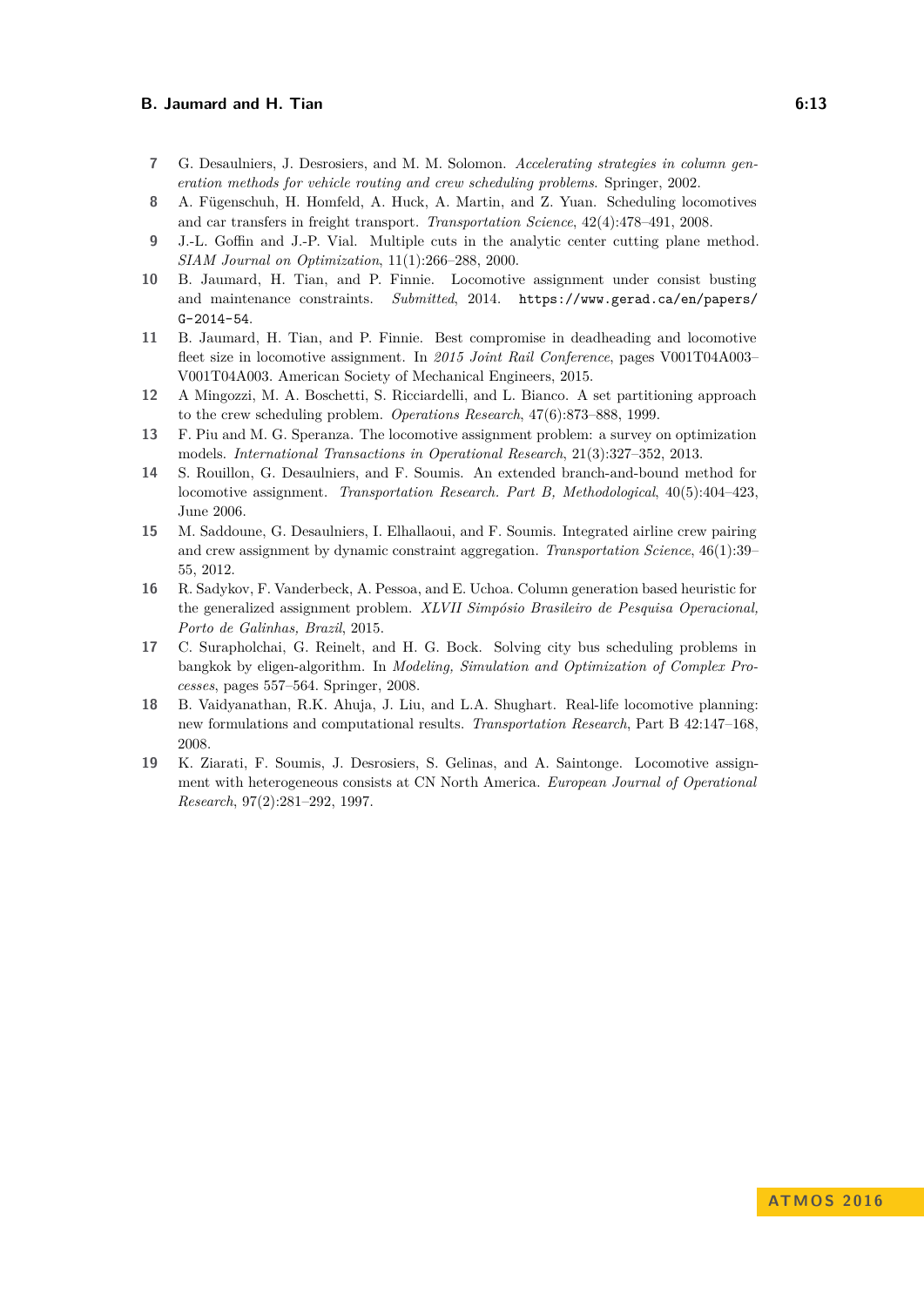7. G. Desaulniers, J. Desrosiers, and M. M. Solomon. *Accelerating strategies in column generation methods for vehicle routing and crew scheduling problems*. Springer, 2002.
8. A. Fügenschuh, H. Homfeld, A. Huck, A. Martin, and Z. Yuan. Scheduling locomotives and car transfers in freight transport. *Transportation Science*, 42(4):478–491, 2008.
9. J.-L. Goffin and J.-P. Vial. Multiple cuts in the analytic center cutting plane method. *SIAM Journal on Optimization*, 11(1):266–288, 2000.
10. B. Jaumard, H. Tian, and P. Finnie. Locomotive assignment under consist busting and maintenance constraints. *Submitted*, 2014. `https://www.gerad.ca/en/papers/G-2014-54`.
11. B. Jaumard, H. Tian, and P. Finnie. Best compromise in deadheading and locomotive fleet size in locomotive assignment. In *2015 Joint Rail Conference*, pages V001T04A003–V001T04A003. American Society of Mechanical Engineers, 2015.
12. A Mingozzi, M. A. Boschetti, S. Ricciardelli, and L. Bianco. A set partitioning approach to the crew scheduling problem. *Operations Research*, 47(6):873–888, 1999.
13. F. Piu and M. G. Speranza. The locomotive assignment problem: a survey on optimization models. *International Transactions in Operational Research*, 21(3):327–352, 2013.
14. S. Rouillon, G. Desaulniers, and F. Soumis. An extended branch-and-bound method for locomotive assignment. *Transportation Research. Part B, Methodological*, 40(5):404–423, June 2006.
15. M. Saddoune, G. Desaulniers, I. Elhallaoui, and F. Soumis. Integrated airline crew pairing and crew assignment by dynamic constraint aggregation. *Transportation Science*, 46(1):39–55, 2012.
16. R. Sadykov, F. Vanderbeck, A. Pessoa, and E. Uchoa. Column generation based heuristic for the generalized assignment problem. *XLVII Simpósio Brasileiro de Pesquisa Operacional, Porto de Galinhas, Brazil*, 2015.
17. C. Surapholchai, G. Reinelt, and H. G. Bock. Solving city bus scheduling problems in bangkok by eligen-algorithm. In *Modeling, Simulation and Optimization of Complex Processes*, pages 557–564. Springer, 2008.
18. B. Vaidyanathan, R.K. Ahuja, J. Liu, and L.A. Shughart. Real-life locomotive planning: new formulations and computational results. *Transportation Research*, Part B 42:147–168, 2008.
19. K. Ziarati, F. Soumis, J. Desrosiers, S. Gelinas, and A. Saintonge. Locomotive assignment with heterogeneous consists at CN North America. *European Journal of Operational Research*, 97(2):281–292, 1997.